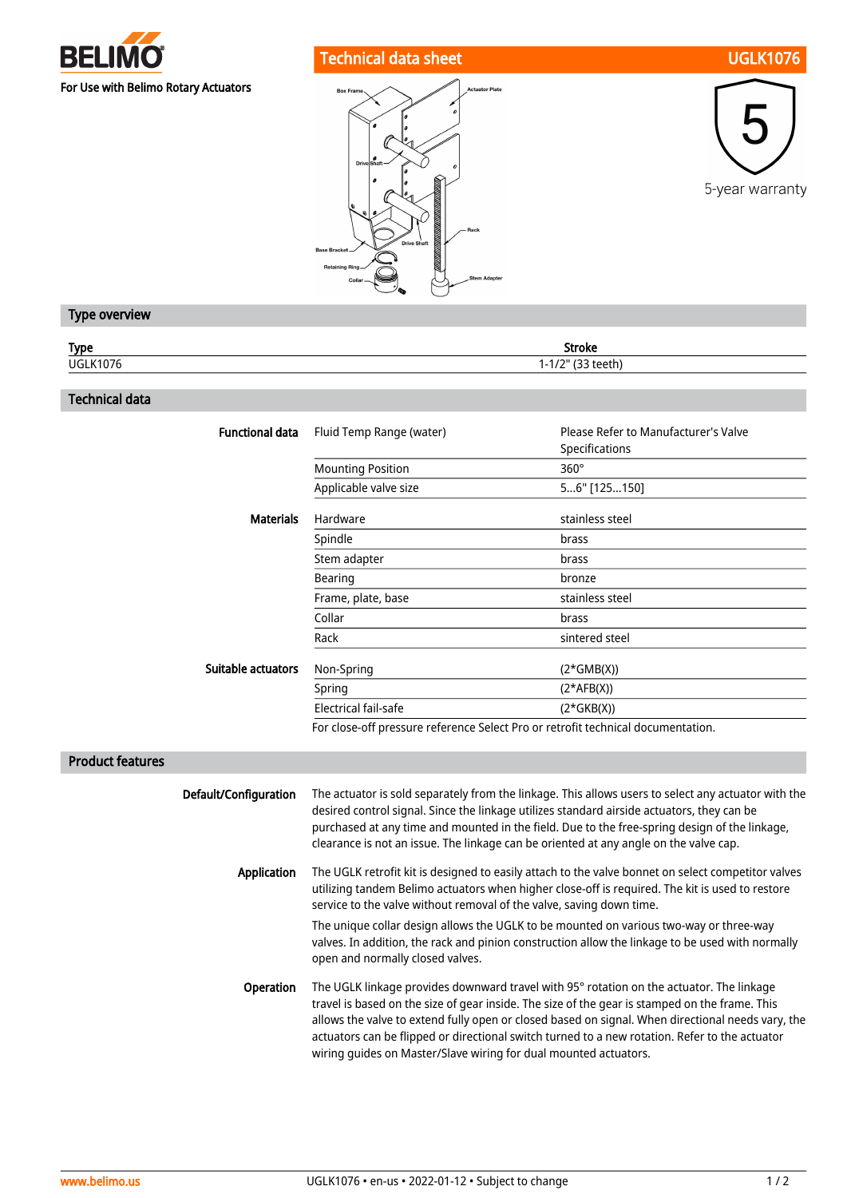BELIMO

For Use with Belimo Rotary Actuators

# Technical data sheet UGLK1076

5-year warranty

## Type overview

| Type | Stroke |
|---|---|
| UGLK1076 | 1-1/2" (33 teeth) |

## Technical data

| | | |
|---|---|---|
| **Functional data** | Fluid Temp Range (water) | Please Refer to Manufacturer's Valve Specifications |
| | Mounting Position | 360° |
| | Applicable valve size | 5...6" [125...150] |
| **Materials** | Hardware | stainless steel |
| | Spindle | brass |
| | Stem adapter | brass |
| | Bearing | bronze |
| | Frame, plate, base | stainless steel |
| | Collar | brass |
| | Rack | sintered steel |
| **Suitable actuators** | Non-Spring | (2*GMB(X)) |
| | Spring | (2*AFB(X)) |
| | Electrical fail-safe | (2*GKB(X)) |
| | For close-off pressure reference Select Pro or retrofit technical documentation. | |

## Product features

**Default/Configuration**

The actuator is sold separately from the linkage. This allows users to select any actuator with the desired control signal. Since the linkage utilizes standard airside actuators, they can be purchased at any time and mounted in the field. Due to the free-spring design of the linkage, clearance is not an issue. The linkage can be oriented at any angle on the valve cap.

**Application**

The UGLK retrofit kit is designed to easily attach to the valve bonnet on select competitor valves utilizing tandem Belimo actuators when higher close-off is required. The kit is used to restore service to the valve without removal of the valve, saving down time.

The unique collar design allows the UGLK to be mounted on various two-way or three-way valves. In addition, the rack and pinion construction allow the linkage to be used with normally open and normally closed valves.

**Operation**

The UGLK linkage provides downward travel with 95° rotation on the actuator. The linkage travel is based on the size of gear inside. The size of the gear is stamped on the frame. This allows the valve to extend fully open or closed based on signal. When directional needs vary, the actuators can be flipped or directional switch turned to a new rotation. Refer to the actuator wiring guides on Master/Slave wiring for dual mounted actuators.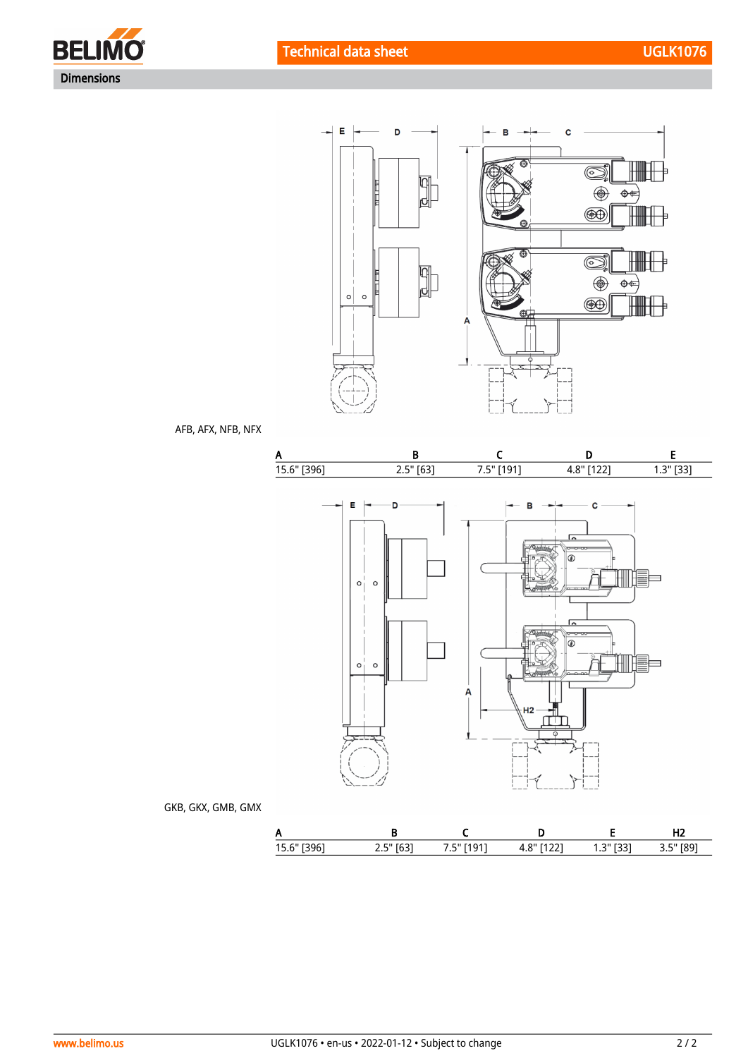## Dimensions

E D B C A

AFB, AFX, NFB, NFX

| A | B | C | D | E |
|---|---|---|---|---|
| 15.6" [396] | 2.5" [63] | 7.5" [191] | 4.8" [122] | 1.3" [33] |

E D B C A H2

GKB, GKX, GMB, GMX

| A | B | C | D | E | H2 |
|---|---|---|---|---|---|
| 15.6" [396] | 2.5" [63] | 7.5" [191] | 4.8" [122] | 1.3" [33] | 3.5" [89] |